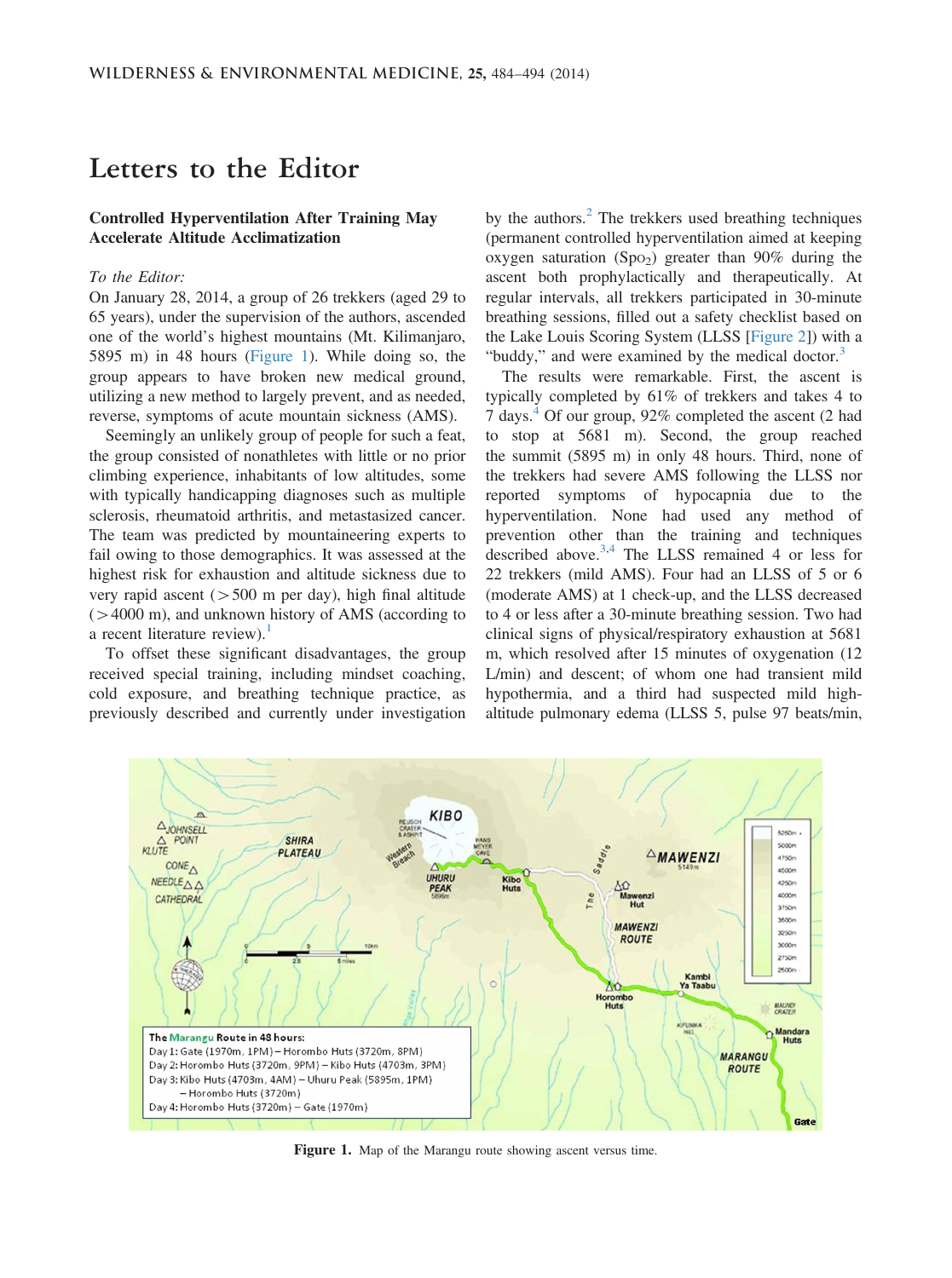# Letters to the Editor

### Controlled Hyperventilation After Training May Accelerate Altitude Acclimatization

*To the Editor:*

On January 28, 2014, a group of 26 trekkers (aged 29 to 65 years), under the supervision of the authors, ascended one of the world's highest mountains (Mt. Kilimanjaro, 5895 m) in 48 hours (Figure 1). While doing so, the group appears to have broken new medical ground, utilizing a new method to largely prevent, and as needed, reverse, symptoms of acute mountain sickness (AMS).

Seemingly an unlikely group of people for such a feat, the group consisted of nonathletes with little or no prior climbing experience, inhabitants of low altitudes, some with typically handicapping diagnoses such as multiple sclerosis, rheumatoid arthritis, and metastasized cancer. The team was predicted by mountaineering experts to fail owing to those demographics. It was assessed at the highest risk for exhaustion and altitude sickness due to very rapid ascent (>500 m per day), high final altitude (>4000 m), and unknown history of AMS (according to a recent literature review).[1]

To offset these significant disadvantages, the group received special training, including mindset coaching, cold exposure, and breathing technique practice, as previously described and currently under investigation by the authors.[2] The trekkers used breathing techniques (permanent controlled hyperventilation aimed at keeping oxygen saturation ($Spo_2$) greater than 90% during the ascent both prophylactically and therapeutically. At regular intervals, all trekkers participated in 30-minute breathing sessions, filled out a safety checklist based on the Lake Louis Scoring System (LLSS [Figure 2]) with a "buddy," and were examined by the medical doctor.[3]

The results were remarkable. First, the ascent is typically completed by 61% of trekkers and takes 4 to 7 days.[4] Of our group, 92% completed the ascent (2 had to stop at 5681 m). Second, the group reached the summit (5895 m) in only 48 hours. Third, none of the trekkers had severe AMS following the LLSS nor reported symptoms of hypocapnia due to the hyperventilation. None had used any method of prevention other than the training and techniques described above.[3,4] The LLSS remained 4 or less for 22 trekkers (mild AMS). Four had an LLSS of 5 or 6 (moderate AMS) at 1 check-up, and the LLSS decreased to 4 or less after a 30-minute breathing session. Two had clinical signs of physical/respiratory exhaustion at 5681 m, which resolved after 15 minutes of oxygenation (12 L/min) and descent; of whom one had transient mild hypothermia, and a third had suspected mild high-altitude pulmonary edema (LLSS 5, pulse 97 beats/min,

**The Marangu Route in 48 hours:**
Day 1: Gate (1970m, 1PM) – Horombo Huts (3720m, 8PM)
Day 2: Horombo Huts (3720m, 9PM) – Kibo Huts (4703m, 3PM)
Day 3: Kibo Huts (4703m, 4AM) – Uhuru Peak (5895m, 1PM) – Horombo Huts (3720m)
Day 4: Horombo Huts (3720m) – Gate (1970m)

**Figure 1.** Map of the Marangu route showing ascent versus time.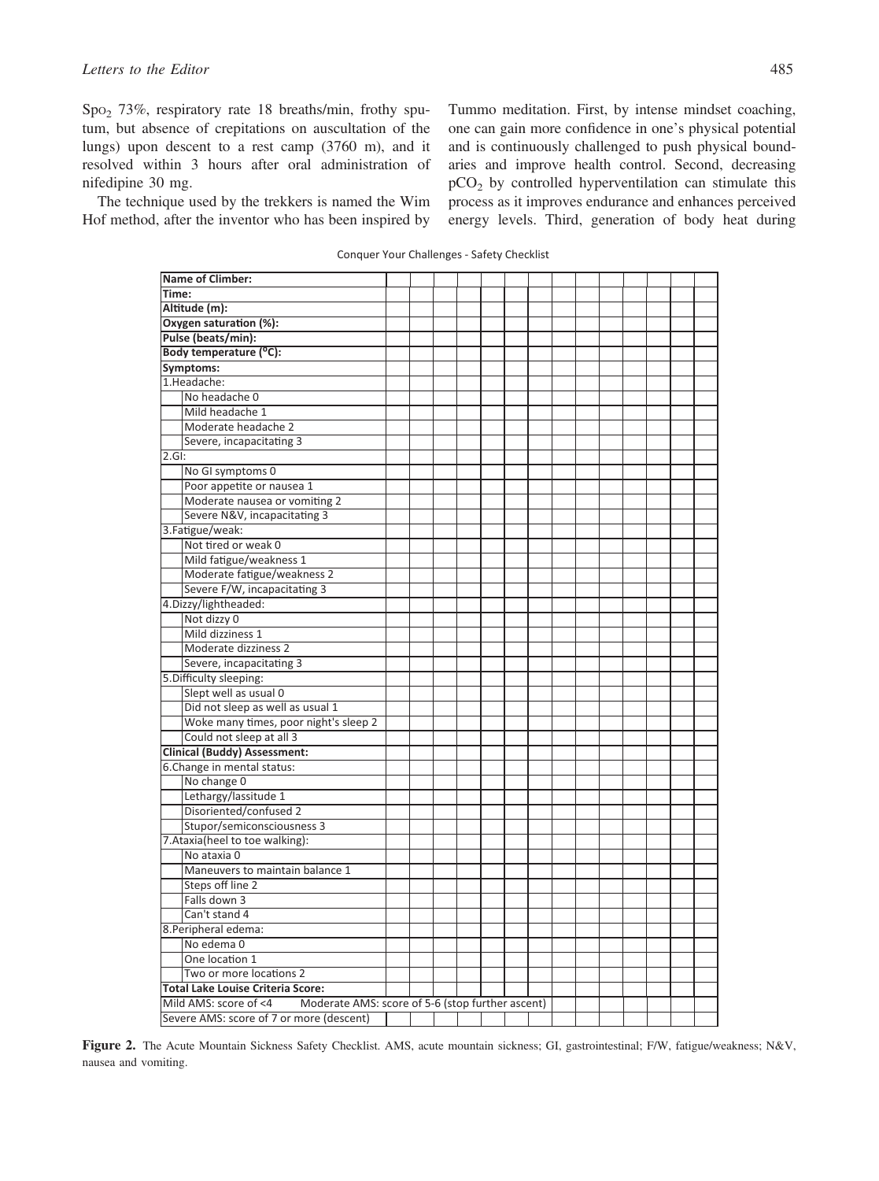$SpO_2$ 73%, respiratory rate 18 breaths/min, frothy sputum, but absence of crepitations on auscultation of the lungs) upon descent to a rest camp (3760 m), and it resolved within 3 hours after oral administration of nifedipine 30 mg.

The technique used by the trekkers is named the Wim Hof method, after the inventor who has been inspired by Tummo meditation. First, by intense mindset coaching, one can gain more confidence in one's physical potential and is continuously challenged to push physical boundaries and improve health control. Second, decreasing $pCO_2$ by controlled hyperventilation can stimulate this process as it improves endurance and enhances perceived energy levels. Third, generation of body heat during

Conquer Your Challenges - Safety Checklist

| Name of Climber: | | | | | | | | | | | | | | |
|---|---|---|---|---|---|---|---|---|---|---|---|---|---|---|
| **Time:** | | | | | | | | | | | | | | |
| **Altitude (m):** | | | | | | | | | | | | | | |
| **Oxygen saturation (%):** | | | | | | | | | | | | | | |
| **Pulse (beats/min):** | | | | | | | | | | | | | | |
| **Body temperature (°C):** | | | | | | | | | | | | | | |
| **Symptoms:** | | | | | | | | | | | | | | |
| 1.Headache: | | | | | | | | | | | | | | |
| No headache 0 | | | | | | | | | | | | | | |
| Mild headache 1 | | | | | | | | | | | | | | |
| Moderate headache 2 | | | | | | | | | | | | | | |
| Severe, incapacitating 3 | | | | | | | | | | | | | | |
| 2.GI: | | | | | | | | | | | | | | |
| No GI symptoms 0 | | | | | | | | | | | | | | |
| Poor appetite or nausea 1 | | | | | | | | | | | | | | |
| Moderate nausea or vomiting 2 | | | | | | | | | | | | | | |
| Severe N&V, incapacitating 3 | | | | | | | | | | | | | | |
| 3.Fatigue/weak: | | | | | | | | | | | | | | |
| Not tired or weak 0 | | | | | | | | | | | | | | |
| Mild fatigue/weakness 1 | | | | | | | | | | | | | | |
| Moderate fatigue/weakness 2 | | | | | | | | | | | | | | |
| Severe F/W, incapacitating 3 | | | | | | | | | | | | | | |
| 4.Dizzy/lightheaded: | | | | | | | | | | | | | | |
| Not dizzy 0 | | | | | | | | | | | | | | |
| Mild dizziness 1 | | | | | | | | | | | | | | |
| Moderate dizziness 2 | | | | | | | | | | | | | | |
| Severe, incapacitating 3 | | | | | | | | | | | | | | |
| 5.Difficulty sleeping: | | | | | | | | | | | | | | |
| Slept well as usual 0 | | | | | | | | | | | | | | |
| Did not sleep as well as usual 1 | | | | | | | | | | | | | | |
| Woke many times, poor night's sleep 2 | | | | | | | | | | | | | | |
| Could not sleep at all 3 | | | | | | | | | | | | | | |
| **Clinical (Buddy) Assessment:** | | | | | | | | | | | | | | |
| 6.Change in mental status: | | | | | | | | | | | | | | |
| No change 0 | | | | | | | | | | | | | | |
| Lethargy/lassitude 1 | | | | | | | | | | | | | | |
| Disoriented/confused 2 | | | | | | | | | | | | | | |
| Stupor/semiconsciousness 3 | | | | | | | | | | | | | | |
| 7.Ataxia(heel to toe walking): | | | | | | | | | | | | | | |
| No ataxia 0 | | | | | | | | | | | | | | |
| Maneuvers to maintain balance 1 | | | | | | | | | | | | | | |
| Steps off line 2 | | | | | | | | | | | | | | |
| Falls down 3 | | | | | | | | | | | | | | |
| Can't stand 4 | | | | | | | | | | | | | | |
| 8.Peripheral edema: | | | | | | | | | | | | | | |
| No edema 0 | | | | | | | | | | | | | | |
| One location 1 | | | | | | | | | | | | | | |
| Two or more locations 2 | | | | | | | | | | | | | | |
| **Total Lake Louise Criteria Score:** | | | | | | | | | | | | | | |
| Mild AMS: score of <4 Moderate AMS: score of 5-6 (stop further ascent) | | | | | | | | | | | | | | |
| Severe AMS: score of 7 or more (descent) | | | | | | | | | | | | | | |

**Figure 2.** The Acute Mountain Sickness Safety Checklist. AMS, acute mountain sickness; GI, gastrointestinal; F/W, fatigue/weakness; N&V, nausea and vomiting.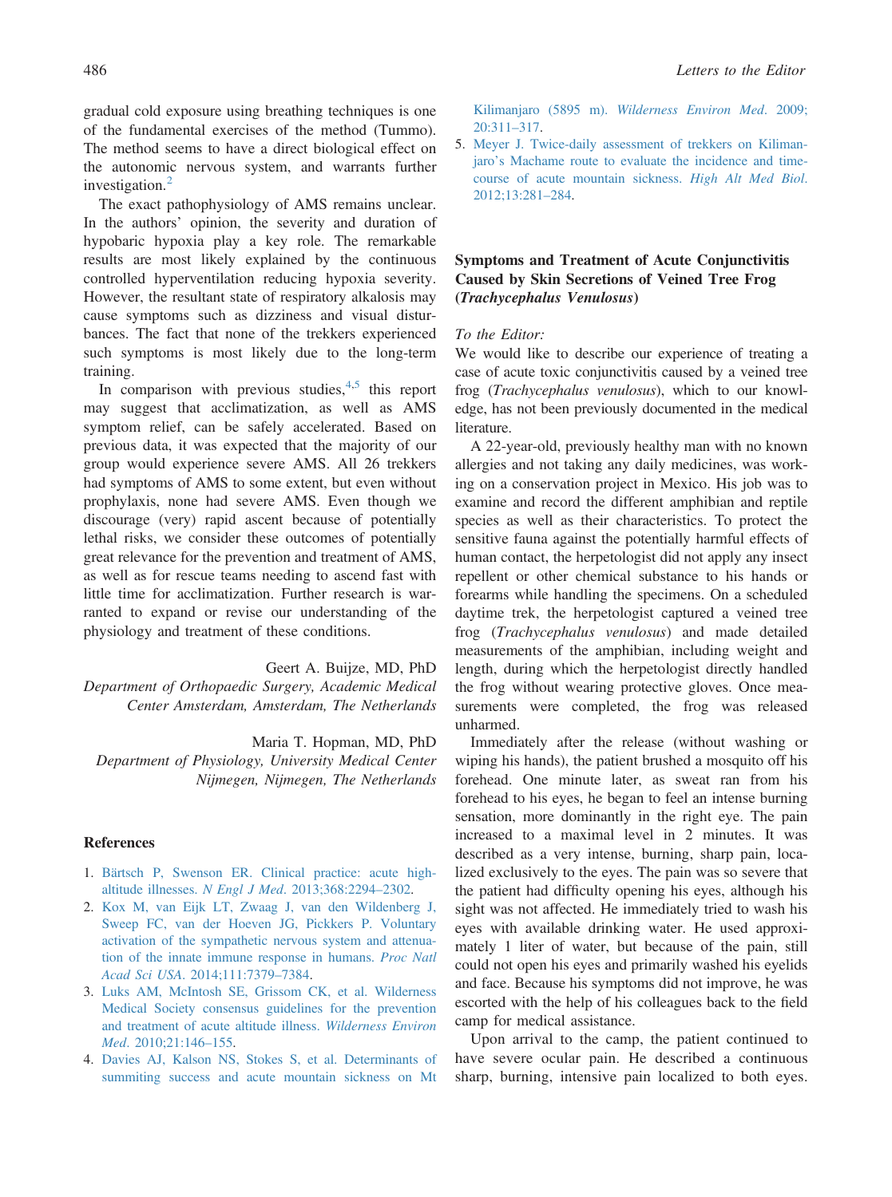gradual cold exposure using breathing techniques is one of the fundamental exercises of the method (Tummo). The method seems to have a direct biological effect on the autonomic nervous system, and warrants further investigation.[2]

The exact pathophysiology of AMS remains unclear. In the authors' opinion, the severity and duration of hypobaric hypoxia play a key role. The remarkable results are most likely explained by the continuous controlled hyperventilation reducing hypoxia severity. However, the resultant state of respiratory alkalosis may cause symptoms such as dizziness and visual disturbances. The fact that none of the trekkers experienced such symptoms is most likely due to the long-term training.

In comparison with previous studies,[4,5] this report may suggest that acclimatization, as well as AMS symptom relief, can be safely accelerated. Based on previous data, it was expected that the majority of our group would experience severe AMS. All 26 trekkers had symptoms of AMS to some extent, but even without prophylaxis, none had severe AMS. Even though we discourage (very) rapid ascent because of potentially lethal risks, we consider these outcomes of potentially great relevance for the prevention and treatment of AMS, as well as for rescue teams needing to ascend fast with little time for acclimatization. Further research is warranted to expand or revise our understanding of the physiology and treatment of these conditions.

Geert A. Buijze, MD, PhD
*Department of Orthopaedic Surgery, Academic Medical Center Amsterdam, Amsterdam, The Netherlands*

Maria T. Hopman, MD, PhD
*Department of Physiology, University Medical Center Nijmegen, Nijmegen, The Netherlands*

## References

1. Bärtsch P, Swenson ER. Clinical practice: acute high-altitude illnesses. *N Engl J Med*. 2013;368:2294–2302.
2. Kox M, van Eijk LT, Zwaag J, van den Wildenberg J, Sweep FC, van der Hoeven JG, Pickkers P. Voluntary activation of the sympathetic nervous system and attenuation of the innate immune response in humans. *Proc Natl Acad Sci USA*. 2014;111:7379–7384.
3. Luks AM, McIntosh SE, Grissom CK, et al. Wilderness Medical Society consensus guidelines for the prevention and treatment of acute altitude illness. *Wilderness Environ Med*. 2010;21:146–155.
4. Davies AJ, Kalson NS, Stokes S, et al. Determinants of summiting success and acute mountain sickness on Mt Kilimanjaro (5895 m). *Wilderness Environ Med*. 2009;20:311–317.
5. Meyer J. Twice-daily assessment of trekkers on Kilimanjaro's Machame route to evaluate the incidence and time-course of acute mountain sickness. *High Alt Med Biol*. 2012;13:281–284.

## Symptoms and Treatment of Acute Conjunctivitis Caused by Skin Secretions of Veined Tree Frog (*Trachycephalus Venulosus*)

*To the Editor:*

We would like to describe our experience of treating a case of acute toxic conjunctivitis caused by a veined tree frog (*Trachycephalus venulosus*), which to our knowledge, has not been previously documented in the medical literature.

A 22-year-old, previously healthy man with no known allergies and not taking any daily medicines, was working on a conservation project in Mexico. His job was to examine and record the different amphibian and reptile species as well as their characteristics. To protect the sensitive fauna against the potentially harmful effects of human contact, the herpetologist did not apply any insect repellent or other chemical substance to his hands or forearms while handling the specimens. On a scheduled daytime trek, the herpetologist captured a veined tree frog (*Trachycephalus venulosus*) and made detailed measurements of the amphibian, including weight and length, during which the herpetologist directly handled the frog without wearing protective gloves. Once measurements were completed, the frog was released unharmed.

Immediately after the release (without washing or wiping his hands), the patient brushed a mosquito off his forehead. One minute later, as sweat ran from his forehead to his eyes, he began to feel an intense burning sensation, more dominantly in the right eye. The pain increased to a maximal level in 2 minutes. It was described as a very intense, burning, sharp pain, localized exclusively to the eyes. The pain was so severe that the patient had difficulty opening his eyes, although his sight was not affected. He immediately tried to wash his eyes with available drinking water. He used approximately 1 liter of water, but because of the pain, still could not open his eyes and primarily washed his eyelids and face. Because his symptoms did not improve, he was escorted with the help of his colleagues back to the field camp for medical assistance.

Upon arrival to the camp, the patient continued to have severe ocular pain. He described a continuous sharp, burning, intensive pain localized to both eyes.